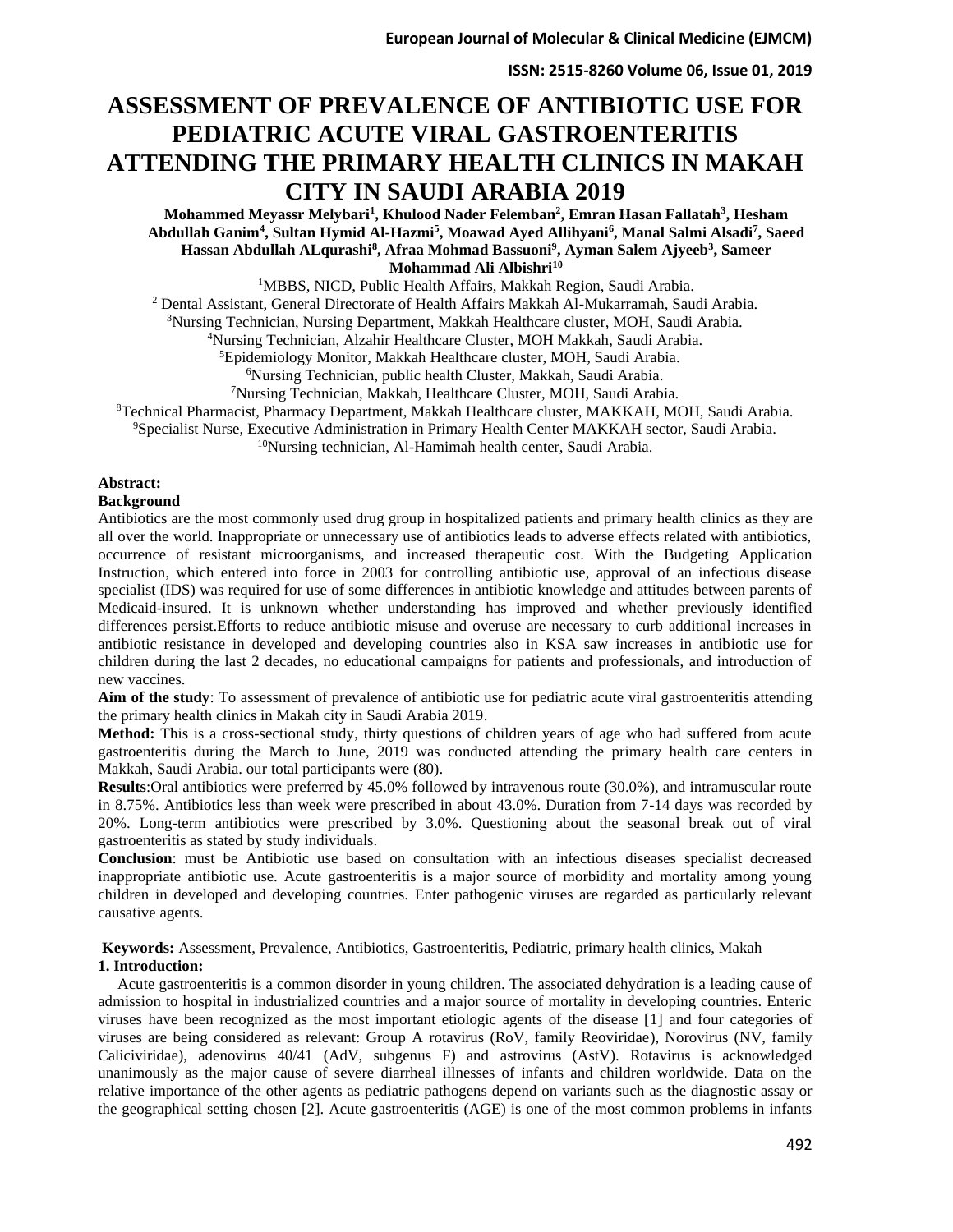# ASSESSMENT OF PREVALENCE OF ANTIBIOTIC USE FOR PEDIATRIC ACUTE VIRAL GASTROENTERITIS ATTENDING THE PRIMARY HEALTH CLINICS IN MAKAH CITY IN SAUDI ARABIA 2019

**Mohammed Meyassr Melybari[1], Khulood Nader Felemban[2], Emran Hasan Fallatah[3], Hesham Abdullah Ganim[4], Sultan Hymid Al-Hazmi[5], Moawad Ayed Allihyani[6], Manal Salmi Alsadi[7], Saeed Hassan Abdullah ALqurashi[8], Afraa Mohmad Bassuoni[9], Ayman Salem Ajyeeb[3], Sameer Mohammad Ali Albishri[10]**

[1]MBBS, NICD, Public Health Affairs, Makkah Region, Saudi Arabia.
[2] Dental Assistant, General Directorate of Health Affairs Makkah Al-Mukarramah, Saudi Arabia.
[3]Nursing Technician, Nursing Department, Makkah Healthcare cluster, MOH, Saudi Arabia.
[4]Nursing Technician, Alzahir Healthcare Cluster, MOH Makkah, Saudi Arabia.
[5]Epidemiology Monitor, Makkah Healthcare cluster, MOH, Saudi Arabia.
[6]Nursing Technician, public health Cluster, Makkah, Saudi Arabia.
[7]Nursing Technician, Makkah, Healthcare Cluster, MOH, Saudi Arabia.
[8]Technical Pharmacist, Pharmacy Department, Makkah Healthcare cluster, MAKKAH, MOH, Saudi Arabia.
[9]Specialist Nurse, Executive Administration in Primary Health Center MAKKAH sector, Saudi Arabia.
[10]Nursing technician, Al-Hamimah health center, Saudi Arabia.

**Abstract:**

**Background**

Antibiotics are the most commonly used drug group in hospitalized patients and primary health clinics as they are all over the world. Inappropriate or unnecessary use of antibiotics leads to adverse effects related with antibiotics, occurrence of resistant microorganisms, and increased therapeutic cost. With the Budgeting Application Instruction, which entered into force in 2003 for controlling antibiotic use, approval of an infectious disease specialist (IDS) was required for use of some differences in antibiotic knowledge and attitudes between parents of Medicaid-insured. It is unknown whether understanding has improved and whether previously identified differences persist.Efforts to reduce antibiotic misuse and overuse are necessary to curb additional increases in antibiotic resistance in developed and developing countries also in KSA saw increases in antibiotic use for children during the last 2 decades, no educational campaigns for patients and professionals, and introduction of new vaccines.

**Aim of the study**: To assessment of prevalence of antibiotic use for pediatric acute viral gastroenteritis attending the primary health clinics in Makah city in Saudi Arabia 2019.

**Method:** This is a cross-sectional study, thirty questions of children years of age who had suffered from acute gastroenteritis during the March to June, 2019 was conducted attending the primary health care centers in Makkah, Saudi Arabia. our total participants were (80).

**Results**:Oral antibiotics were preferred by 45.0% followed by intravenous route (30.0%), and intramuscular route in 8.75%. Antibiotics less than week were prescribed in about 43.0%. Duration from 7-14 days was recorded by 20%. Long-term antibiotics were prescribed by 3.0%. Questioning about the seasonal break out of viral gastroenteritis as stated by study individuals.

**Conclusion**: must be Antibiotic use based on consultation with an infectious diseases specialist decreased inappropriate antibiotic use. Acute gastroenteritis is a major source of morbidity and mortality among young children in developed and developing countries. Enter pathogenic viruses are regarded as particularly relevant causative agents.

**Keywords:** Assessment, Prevalence, Antibiotics, Gastroenteritis, Pediatric, primary health clinics, Makah

## 1. Introduction:

Acute gastroenteritis is a common disorder in young children. The associated dehydration is a leading cause of admission to hospital in industrialized countries and a major source of mortality in developing countries. Enteric viruses have been recognized as the most important etiologic agents of the disease [1] and four categories of viruses are being considered as relevant: Group A rotavirus (RoV, family Reoviridae), Norovirus (NV, family Caliciviridae), adenovirus 40/41 (AdV, subgenus F) and astrovirus (AstV). Rotavirus is acknowledged unanimously as the major cause of severe diarrheal illnesses of infants and children worldwide. Data on the relative importance of the other agents as pediatric pathogens depend on variants such as the diagnostic assay or the geographical setting chosen [2]. Acute gastroenteritis (AGE) is one of the most common problems in infants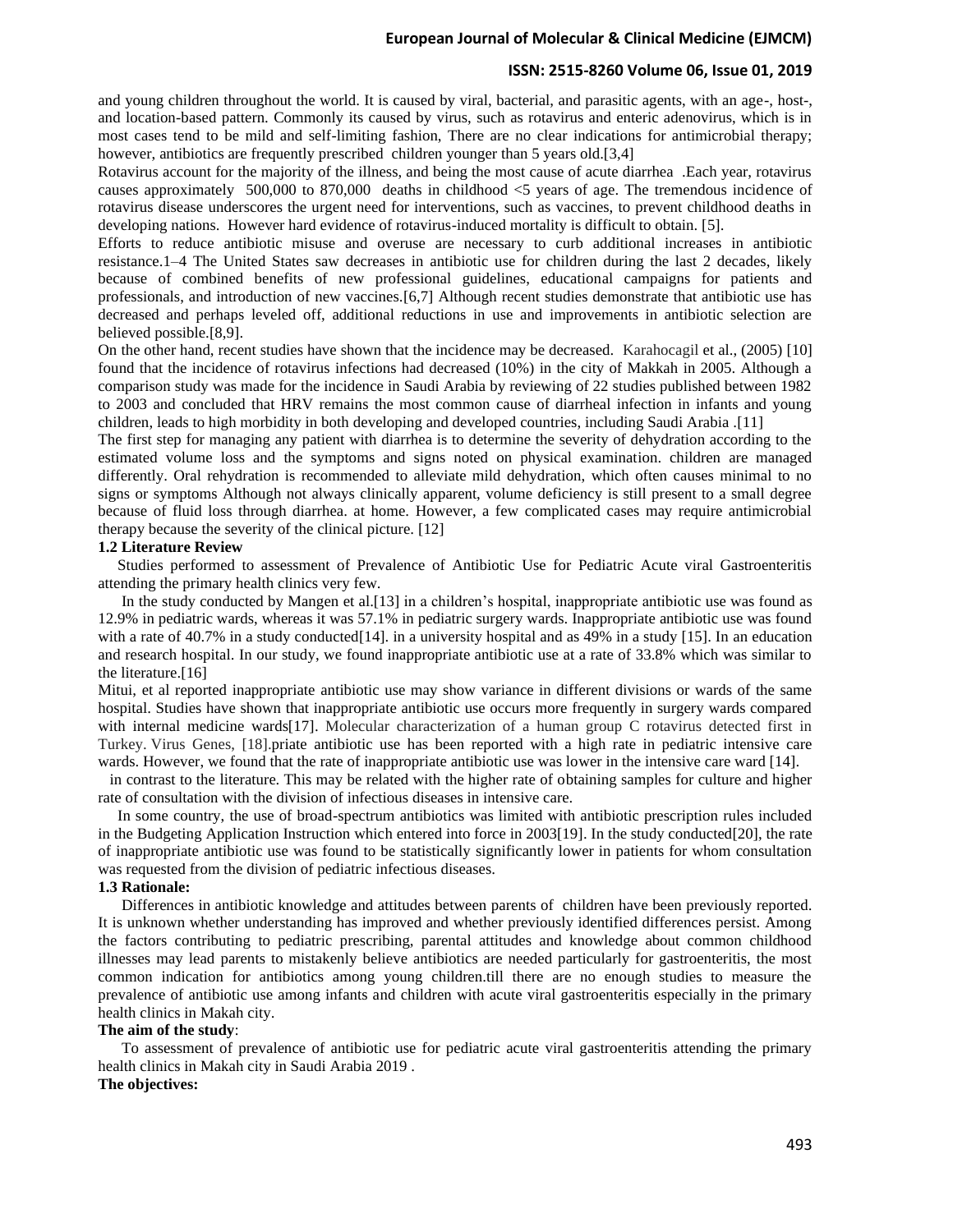and young children throughout the world. It is caused by viral, bacterial, and parasitic agents, with an age-, host-, and location-based pattern. Commonly its caused by virus, such as rotavirus and enteric adenovirus, which is in most cases tend to be mild and self-limiting fashion, There are no clear indications for antimicrobial therapy; however, antibiotics are frequently prescribed children younger than 5 years old.[3,4]

Rotavirus account for the majority of the illness, and being the most cause of acute diarrhea .Each year, rotavirus causes approximately 500,000 to 870,000 deaths in childhood <5 years of age. The tremendous incidence of rotavirus disease underscores the urgent need for interventions, such as vaccines, to prevent childhood deaths in developing nations. However hard evidence of rotavirus-induced mortality is difficult to obtain. [5].

Efforts to reduce antibiotic misuse and overuse are necessary to curb additional increases in antibiotic resistance.1–4 The United States saw decreases in antibiotic use for children during the last 2 decades, likely because of combined benefits of new professional guidelines, educational campaigns for patients and professionals, and introduction of new vaccines.[6,7] Although recent studies demonstrate that antibiotic use has decreased and perhaps leveled off, additional reductions in use and improvements in antibiotic selection are believed possible.[8,9].

On the other hand, recent studies have shown that the incidence may be decreased. Karahocagil et al., (2005) [10] found that the incidence of rotavirus infections had decreased (10%) in the city of Makkah in 2005. Although a comparison study was made for the incidence in Saudi Arabia by reviewing of 22 studies published between 1982 to 2003 and concluded that HRV remains the most common cause of diarrheal infection in infants and young children, leads to high morbidity in both developing and developed countries, including Saudi Arabia .[11]

The first step for managing any patient with diarrhea is to determine the severity of dehydration according to the estimated volume loss and the symptoms and signs noted on physical examination. children are managed differently. Oral rehydration is recommended to alleviate mild dehydration, which often causes minimal to no signs or symptoms Although not always clinically apparent, volume deficiency is still present to a small degree because of fluid loss through diarrhea. at home. However, a few complicated cases may require antimicrobial therapy because the severity of the clinical picture. [12]

### 1.2 Literature Review

Studies performed to assessment of Prevalence of Antibiotic Use for Pediatric Acute viral Gastroenteritis attending the primary health clinics very few.

In the study conducted by Mangen et al.[13] in a children's hospital, inappropriate antibiotic use was found as 12.9% in pediatric wards, whereas it was 57.1% in pediatric surgery wards. Inappropriate antibiotic use was found with a rate of 40.7% in a study conducted[14]. in a university hospital and as 49% in a study [15]. In an education and research hospital. In our study, we found inappropriate antibiotic use at a rate of 33.8% which was similar to the literature.[16]

Mitui, et al reported inappropriate antibiotic use may show variance in different divisions or wards of the same hospital. Studies have shown that inappropriate antibiotic use occurs more frequently in surgery wards compared with internal medicine wards[17]. Molecular characterization of a human group C rotavirus detected first in Turkey. Virus Genes, [18].priate antibiotic use has been reported with a high rate in pediatric intensive care wards. However, we found that the rate of inappropriate antibiotic use was lower in the intensive care ward [14].

in contrast to the literature. This may be related with the higher rate of obtaining samples for culture and higher rate of consultation with the division of infectious diseases in intensive care.

In some country, the use of broad-spectrum antibiotics was limited with antibiotic prescription rules included in the Budgeting Application Instruction which entered into force in 2003[19]. In the study conducted[20], the rate of inappropriate antibiotic use was found to be statistically significantly lower in patients for whom consultation was requested from the division of pediatric infectious diseases.

### 1.3 Rationale:

Differences in antibiotic knowledge and attitudes between parents of children have been previously reported. It is unknown whether understanding has improved and whether previously identified differences persist. Among the factors contributing to pediatric prescribing, parental attitudes and knowledge about common childhood illnesses may lead parents to mistakenly believe antibiotics are needed particularly for gastroenteritis, the most common indication for antibiotics among young children.till there are no enough studies to measure the prevalence of antibiotic use among infants and children with acute viral gastroenteritis especially in the primary health clinics in Makah city.

**The aim of the study**:

To assessment of prevalence of antibiotic use for pediatric acute viral gastroenteritis attending the primary health clinics in Makah city in Saudi Arabia 2019 .

**The objectives:**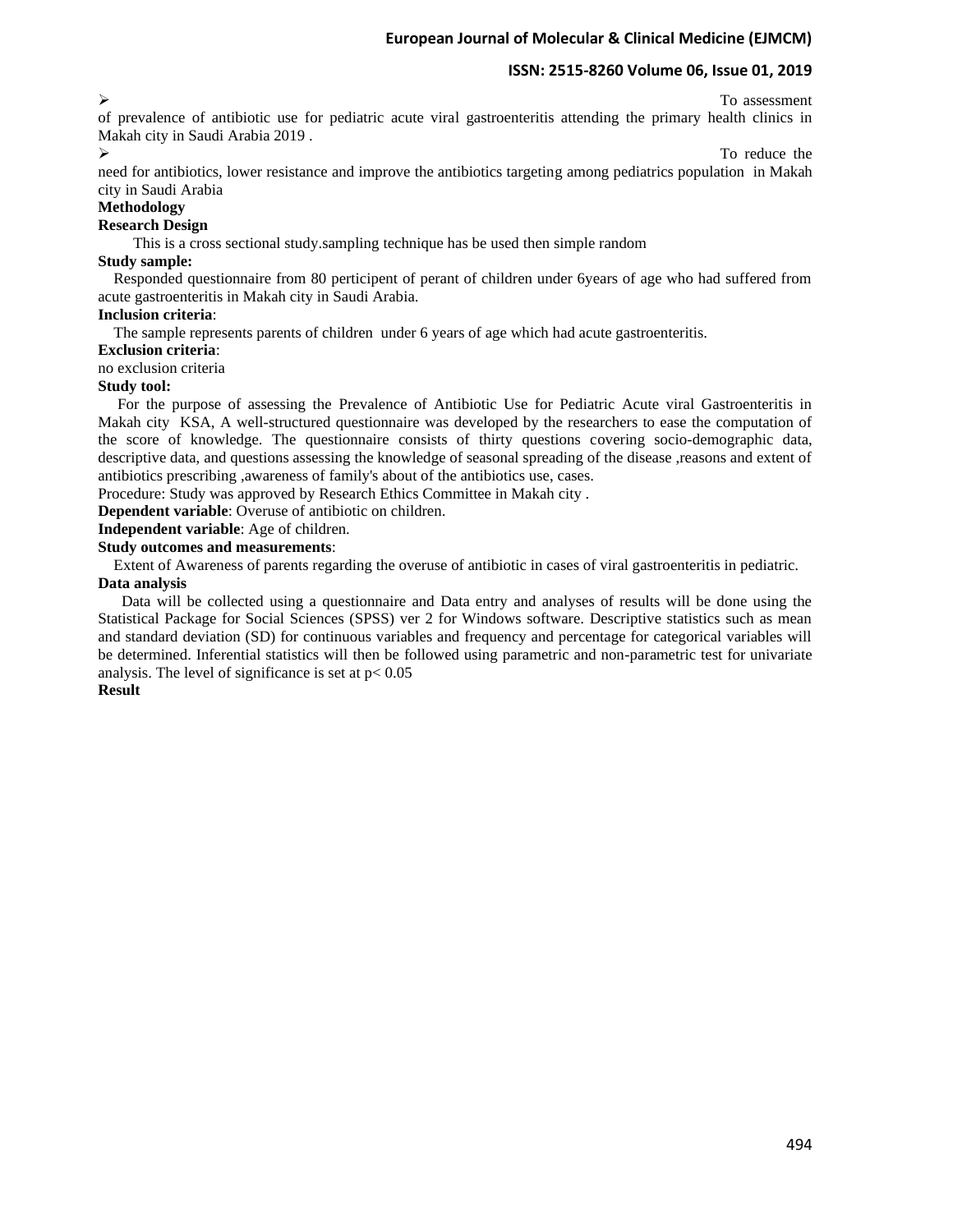- To assessment of prevalence of antibiotic use for pediatric acute viral gastroenteritis attending the primary health clinics in Makah city in Saudi Arabia 2019 .
- To reduce the need for antibiotics, lower resistance and improve the antibiotics targeting among pediatrics population in Makah city in Saudi Arabia

**Methodology**

**Research Design**

This is a cross sectional study.sampling technique has be used then simple random

**Study sample:**

Responded questionnaire from 80 perticipent of perant of children under 6years of age who had suffered from acute gastroenteritis in Makah city in Saudi Arabia.

**Inclusion criteria**:

The sample represents parents of children under 6 years of age which had acute gastroenteritis.

**Exclusion criteria**:

no exclusion criteria

**Study tool:**

For the purpose of assessing the Prevalence of Antibiotic Use for Pediatric Acute viral Gastroenteritis in Makah city KSA, A well-structured questionnaire was developed by the researchers to ease the computation of the score of knowledge. The questionnaire consists of thirty questions covering socio-demographic data, descriptive data, and questions assessing the knowledge of seasonal spreading of the disease ,reasons and extent of antibiotics prescribing ,awareness of family's about of the antibiotics use, cases.

Procedure: Study was approved by Research Ethics Committee in Makah city .

**Dependent variable**: Overuse of antibiotic on children.

**Independent variable**: Age of children.

**Study outcomes and measurements**:

Extent of Awareness of parents regarding the overuse of antibiotic in cases of viral gastroenteritis in pediatric.

**Data analysis**

Data will be collected using a questionnaire and Data entry and analyses of results will be done using the Statistical Package for Social Sciences (SPSS) ver 2 for Windows software. Descriptive statistics such as mean and standard deviation (SD) for continuous variables and frequency and percentage for categorical variables will be determined. Inferential statistics will then be followed using parametric and non-parametric test for univariate analysis. The level of significance is set at $p< 0.05$

**Result**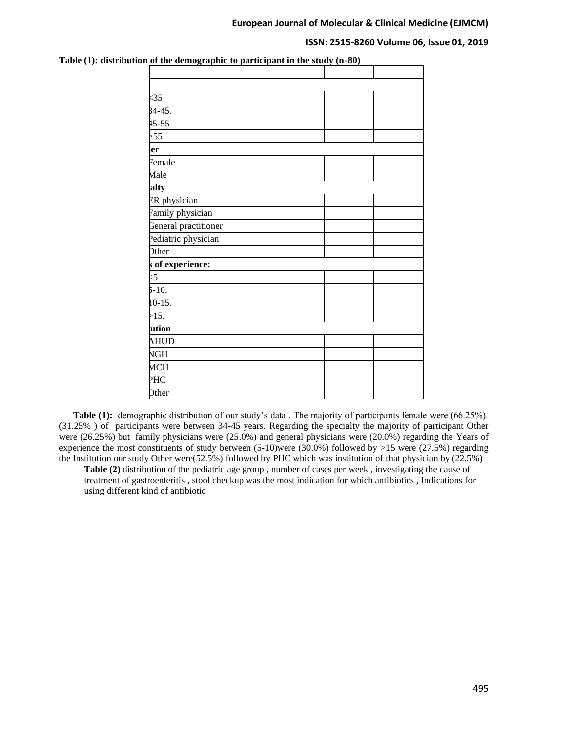**Table (1): distribution of the demographic to participant in the study (n-80)**

| | | |
|---|---|---|
| | | |
| <35 | | |
| 34-45. | | |
| 45-55 | | |
| >55 | | |
| **der** | | |
| Female | | |
| Male | | |
| **alty** | | |
| ER physician | | |
| Family physician | | |
| General practitioner | | |
| Pediatric physician | | |
| Other | | |
| **s of experience:** | | |
| <5 | | |
| 5-10. | | |
| 10-15. | | |
| >15. | | |
| **ution** | | |
| AHUD | | |
| NGH | | |
| MCH | | |
| PHC | | |
| Other | | |

**Table (1):** demographic distribution of our study's data . The majority of participants female were (66.25%). (31.25% ) of participants were between 34-45 years. Regarding the specialty the majority of participant Other were (26.25%) but family physicians were (25.0%) and general physicians were (20.0%) regarding the Years of experience the most constituents of study between (5-10)were (30.0%) followed by >15 were (27.5%) regarding the Institution our study Other were(52.5%) followed by PHC which was institution of that physician by (22.5%)

**Table (2)** distribution of the pediatric age group , number of cases per week , investigating the cause of treatment of gastroenteritis , stool checkup was the most indication for which antibiotics , Indications for using different kind of antibiotic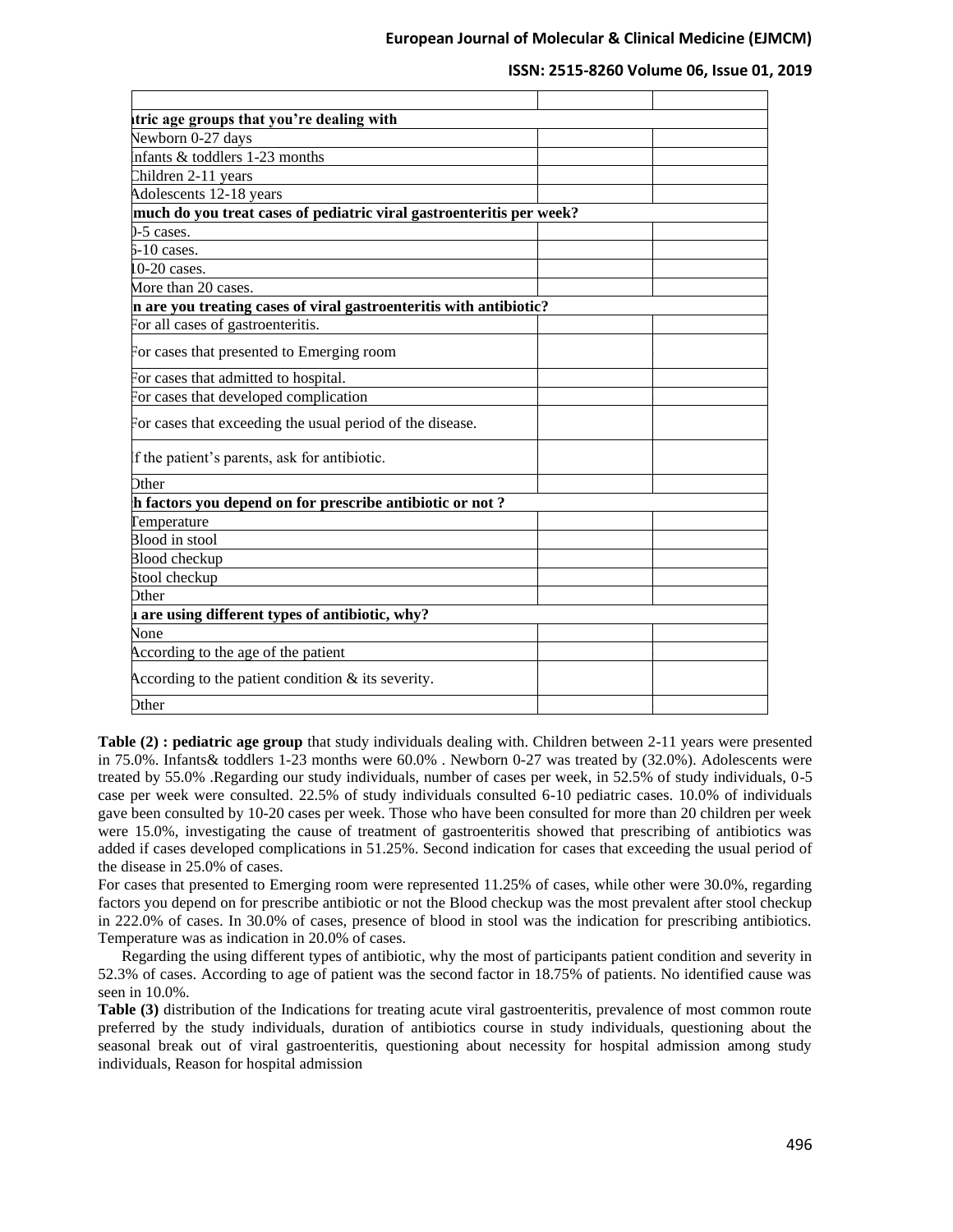| | | |
|---|---|---|
| **atric age groups that you're dealing with** | | |
| Newborn 0-27 days | | |
| Infants & toddlers 1-23 months | | |
| Children 2-11 years | | |
| Adolescents 12-18 years | | |
| **much do you treat cases of pediatric viral gastroenteritis per week?** | | |
| 0-5 cases. | | |
| 6-10 cases. | | |
| 10-20 cases. | | |
| More than 20 cases. | | |
| **n are you treating cases of viral gastroenteritis with antibiotic?** | | |
| For all cases of gastroenteritis. | | |
| For cases that presented to Emerging room | | |
| For cases that admitted to hospital. | | |
| For cases that developed complication | | |
| For cases that exceeding the usual period of the disease. | | |
| If the patient's parents, ask for antibiotic. | | |
| Other | | |
| **h factors you depend on for prescribe antibiotic or not ?** | | |
| Temperature | | |
| Blood in stool | | |
| Blood checkup | | |
| Stool checkup | | |
| Other | | |
| **u are using different types of antibiotic, why?** | | |
| None | | |
| According to the age of the patient | | |
| According to the patient condition & its severity. | | |
| Other | | |

**Table (2) : pediatric age group** that study individuals dealing with. Children between 2-11 years were presented in 75.0%. Infants& toddlers 1-23 months were 60.0% . Newborn 0-27 was treated by (32.0%). Adolescents were treated by 55.0% .Regarding our study individuals, number of cases per week, in 52.5% of study individuals, 0-5 case per week were consulted. 22.5% of study individuals consulted 6-10 pediatric cases. 10.0% of individuals gave been consulted by 10-20 cases per week. Those who have been consulted for more than 20 children per week were 15.0%, investigating the cause of treatment of gastroenteritis showed that prescribing of antibiotics was added if cases developed complications in 51.25%. Second indication for cases that exceeding the usual period of the disease in 25.0% of cases.

For cases that presented to Emerging room were represented 11.25% of cases, while other were 30.0%, regarding factors you depend on for prescribe antibiotic or not the Blood checkup was the most prevalent after stool checkup in 222.0% of cases. In 30.0% of cases, presence of blood in stool was the indication for prescribing antibiotics. Temperature was as indication in 20.0% of cases.

Regarding the using different types of antibiotic, why the most of participants patient condition and severity in 52.3% of cases. According to age of patient was the second factor in 18.75% of patients. No identified cause was seen in 10.0%.

**Table (3)** distribution of the Indications for treating acute viral gastroenteritis, prevalence of most common route preferred by the study individuals, duration of antibiotics course in study individuals, questioning about the seasonal break out of viral gastroenteritis, questioning about necessity for hospital admission among study individuals, Reason for hospital admission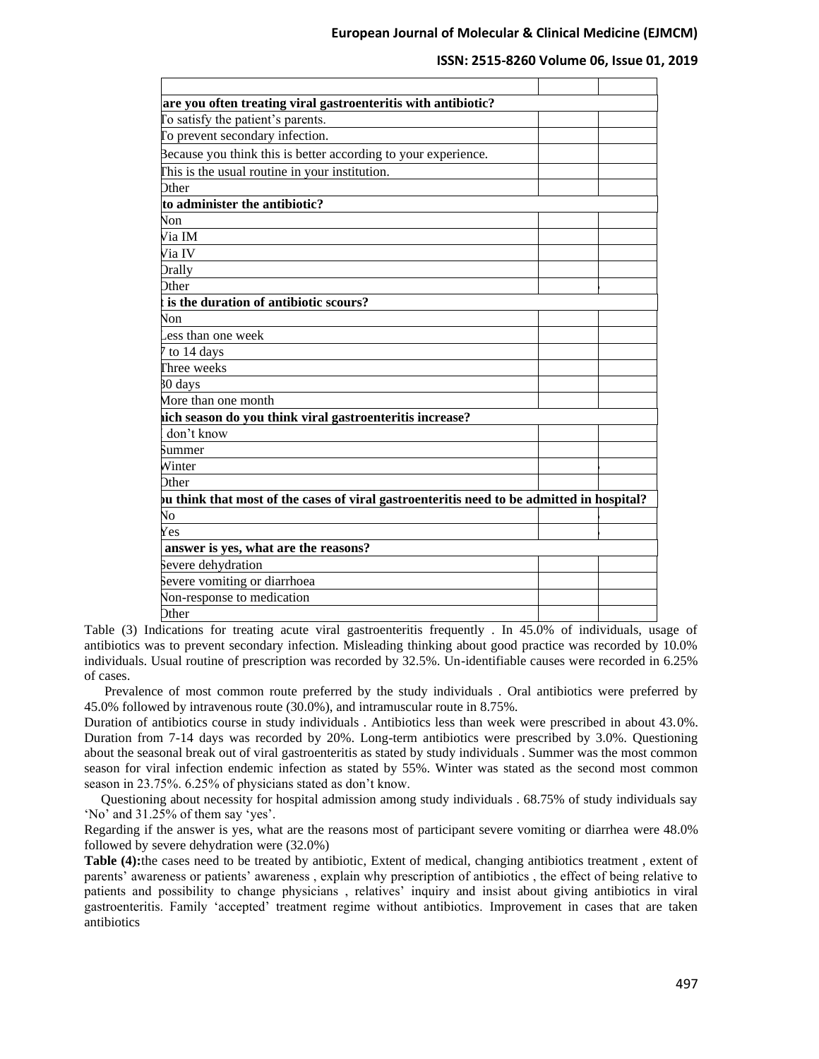| | | |
|---|---|---|
| are you often treating viral gastroenteritis with antibiotic? | | |
| To satisfy the patient's parents. | | |
| To prevent secondary infection. | | |
| Because you think this is better according to your experience. | | |
| This is the usual routine in your institution. | | |
| Other | | |
| to administer the antibiotic? | | |
| Non | | |
| Via IM | | |
| Via IV | | |
| Orally | | |
| Other | | |
| is the duration of antibiotic scours? | | |
| Non | | |
| Less than one week | | |
| 7 to 14 days | | |
| Three weeks | | |
| 30 days | | |
| More than one month | | |
| hich season do you think viral gastroenteritis increase? | | |
| I don't know | | |
| Summer | | |
| Winter | | |
| Other | | |
| ou think that most of the cases of viral gastroenteritis need to be admitted in hospital? | | |
| No | | |
| Yes | | |
| answer is yes, what are the reasons? | | |
| Severe dehydration | | |
| Severe vomiting or diarrhoea | | |
| Non-response to medication | | |
| Other | | |

Table (3) Indications for treating acute viral gastroenteritis frequently . In 45.0% of individuals, usage of antibiotics was to prevent secondary infection. Misleading thinking about good practice was recorded by 10.0% individuals. Usual routine of prescription was recorded by 32.5%. Un-identifiable causes were recorded in 6.25% of cases.

Prevalence of most common route preferred by the study individuals . Oral antibiotics were preferred by 45.0% followed by intravenous route (30.0%), and intramuscular route in 8.75%.

Duration of antibiotics course in study individuals . Antibiotics less than week were prescribed in about 43.0%. Duration from 7-14 days was recorded by 20%. Long-term antibiotics were prescribed by 3.0%. Questioning about the seasonal break out of viral gastroenteritis as stated by study individuals . Summer was the most common season for viral infection endemic infection as stated by 55%. Winter was stated as the second most common season in 23.75%. 6.25% of physicians stated as don't know.

Questioning about necessity for hospital admission among study individuals . 68.75% of study individuals say 'No' and 31.25% of them say 'yes'.

Regarding if the answer is yes, what are the reasons most of participant severe vomiting or diarrhea were 48.0% followed by severe dehydration were (32.0%)

**Table (4):**the cases need to be treated by antibiotic, Extent of medical, changing antibiotics treatment , extent of parents' awareness or patients' awareness , explain why prescription of antibiotics , the effect of being relative to patients and possibility to change physicians , relatives' inquiry and insist about giving antibiotics in viral gastroenteritis. Family 'accepted' treatment regime without antibiotics. Improvement in cases that are taken antibiotics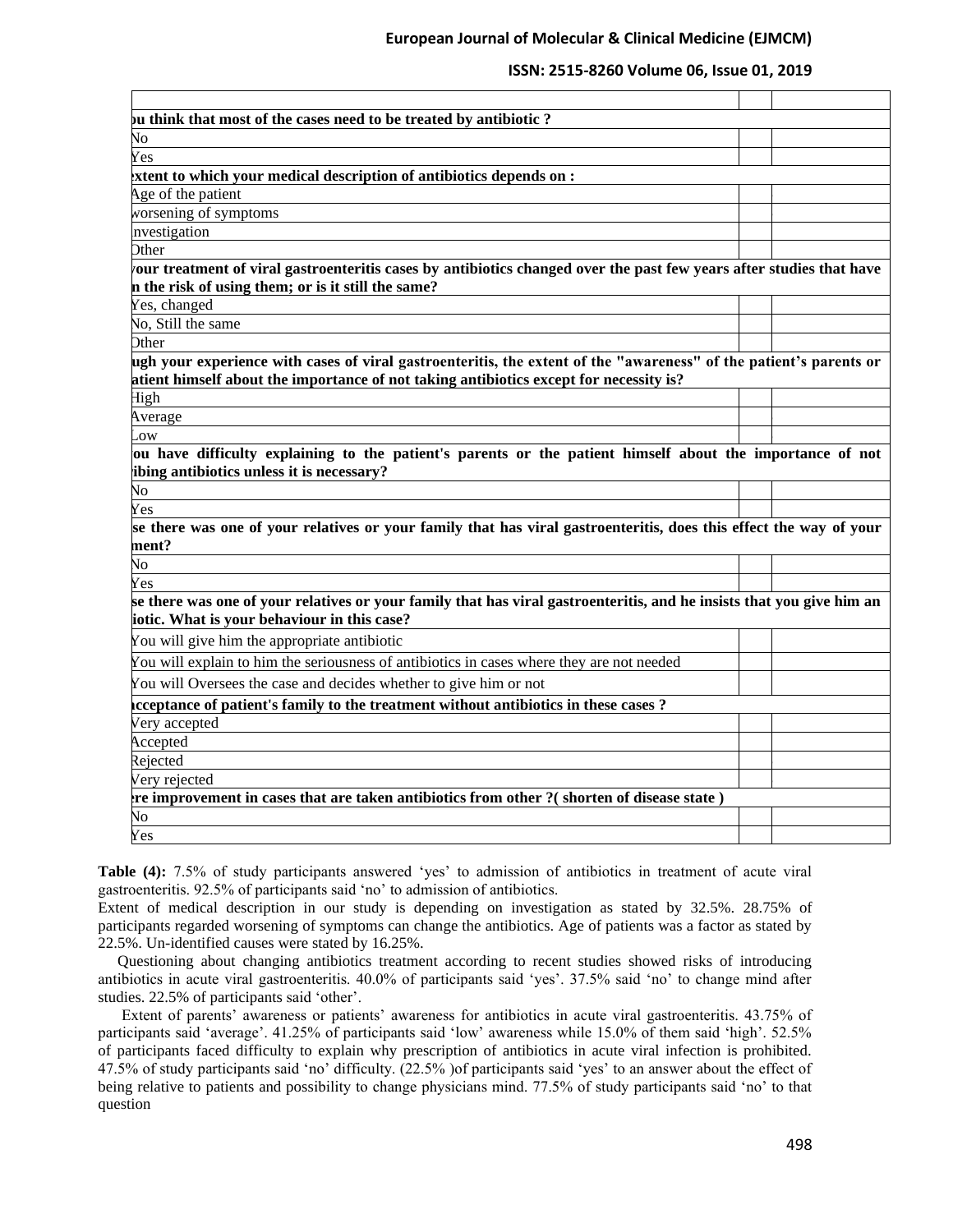| | | |
|---|---|---|
| | | |
| **ou think that most of the cases need to be treated by antibiotic ?** | | |
| No | | |
| Yes | | |
| **xtent to which your medical description of antibiotics depends on :** | | |
| Age of the patient | | |
| worsening of symptoms | | |
| Investigation | | |
| Other | | |
| **your treatment of viral gastroenteritis cases by antibiotics changed over the past few years after studies that have n the risk of using them; or is it still the same?** | | |
| Yes, changed | | |
| No, Still the same | | |
| Other | | |
| **ugh your experience with cases of viral gastroenteritis, the extent of the "awareness" of the patient's parents or atient himself about the importance of not taking antibiotics except for necessity is?** | | |
| High | | |
| Average | | |
| Low | | |
| **ou have difficulty explaining to the patient's parents or the patient himself about the importance of not ibing antibiotics unless it is necessary?** | | |
| No | | |
| Yes | | |
| **se there was one of your relatives or your family that has viral gastroenteritis, does this effect the way of your ment?** | | |
| No | | |
| Yes | | |
| **se there was one of your relatives or your family that has viral gastroenteritis, and he insists that you give him an iotic. What is your behaviour in this case?** | | |
| You will give him the appropriate antibiotic | | |
| You will explain to him the seriousness of antibiotics in cases where they are not needed | | |
| You will Oversees the case and decides whether to give him or not | | |
| **acceptance of patient's family to the treatment without antibiotics in these cases ?** | | |
| Very accepted | | |
| Accepted | | |
| Rejected | | |
| Very rejected | | |
| **re improvement in cases that are taken antibiotics from other ?( shorten of disease state )** | | |
| No | | |
| Yes | | |

**Table (4):** 7.5% of study participants answered 'yes' to admission of antibiotics in treatment of acute viral gastroenteritis. 92.5% of participants said 'no' to admission of antibiotics.

Extent of medical description in our study is depending on investigation as stated by 32.5%. 28.75% of participants regarded worsening of symptoms can change the antibiotics. Age of patients was a factor as stated by 22.5%. Un-identified causes were stated by 16.25%.

Questioning about changing antibiotics treatment according to recent studies showed risks of introducing antibiotics in acute viral gastroenteritis. 40.0% of participants said 'yes'. 37.5% said 'no' to change mind after studies. 22.5% of participants said 'other'.

Extent of parents' awareness or patients' awareness for antibiotics in acute viral gastroenteritis. 43.75% of participants said 'average'. 41.25% of participants said 'low' awareness while 15.0% of them said 'high'. 52.5% of participants faced difficulty to explain why prescription of antibiotics in acute viral infection is prohibited. 47.5% of study participants said 'no' difficulty. (22.5% )of participants said 'yes' to an answer about the effect of being relative to patients and possibility to change physicians mind. 77.5% of study participants said 'no' to that question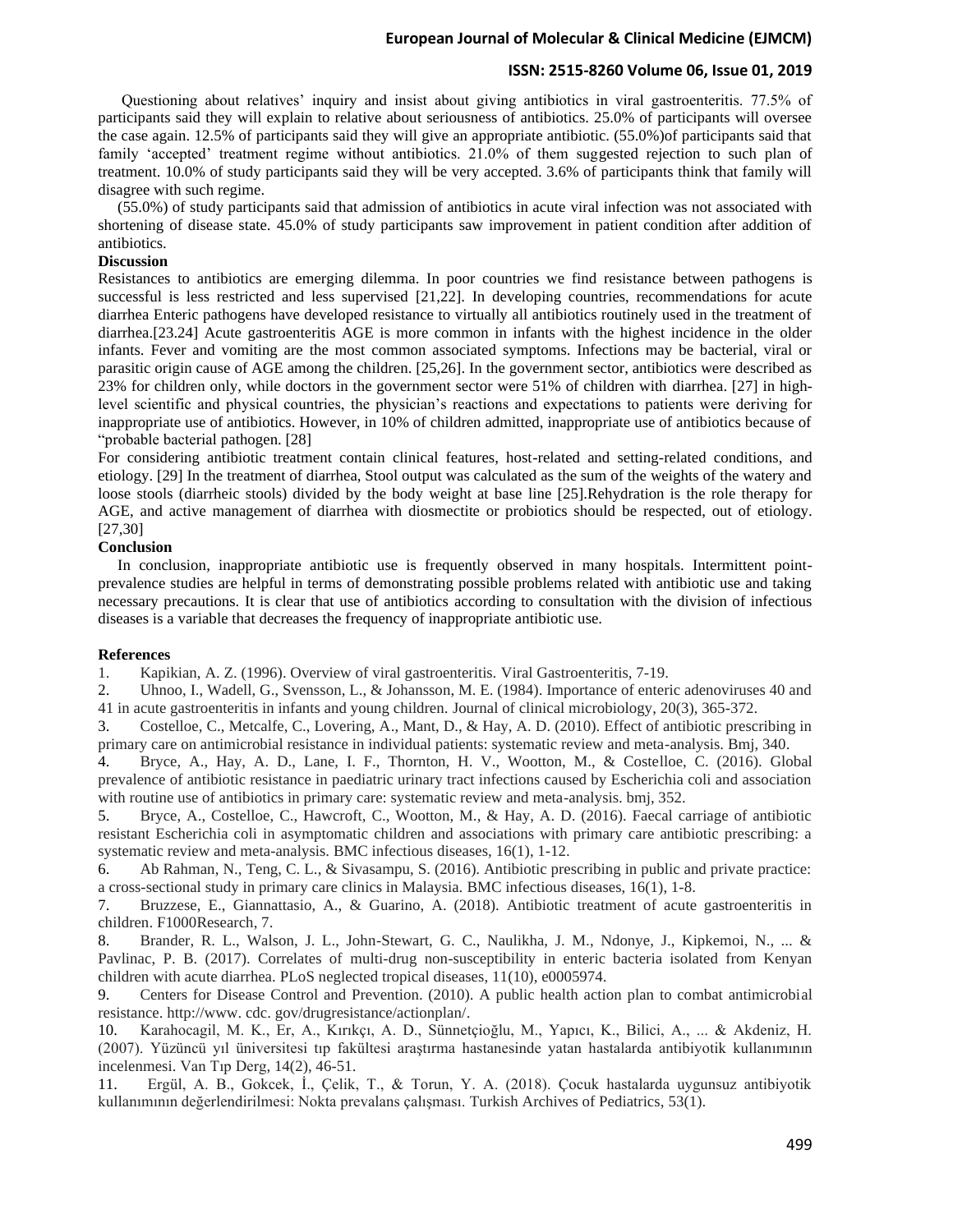Questioning about relatives' inquiry and insist about giving antibiotics in viral gastroenteritis. 77.5% of participants said they will explain to relative about seriousness of antibiotics. 25.0% of participants will oversee the case again. 12.5% of participants said they will give an appropriate antibiotic. (55.0%)of participants said that family 'accepted' treatment regime without antibiotics. 21.0% of them suggested rejection to such plan of treatment. 10.0% of study participants said they will be very accepted. 3.6% of participants think that family will disagree with such regime.

(55.0%) of study participants said that admission of antibiotics in acute viral infection was not associated with shortening of disease state. 45.0% of study participants saw improvement in patient condition after addition of antibiotics.

**Discussion**

Resistances to antibiotics are emerging dilemma. In poor countries we find resistance between pathogens is successful is less restricted and less supervised [21,22]. In developing countries, recommendations for acute diarrhea Enteric pathogens have developed resistance to virtually all antibiotics routinely used in the treatment of diarrhea.[23.24] Acute gastroenteritis AGE is more common in infants with the highest incidence in the older infants. Fever and vomiting are the most common associated symptoms. Infections may be bacterial, viral or parasitic origin cause of AGE among the children. [25,26]. In the government sector, antibiotics were described as 23% for children only, while doctors in the government sector were 51% of children with diarrhea. [27] in high-level scientific and physical countries, the physician's reactions and expectations to patients were deriving for inappropriate use of antibiotics. However, in 10% of children admitted, inappropriate use of antibiotics because of "probable bacterial pathogen. [28]

For considering antibiotic treatment contain clinical features, host-related and setting-related conditions, and etiology. [29] In the treatment of diarrhea, Stool output was calculated as the sum of the weights of the watery and loose stools (diarrheic stools) divided by the body weight at base line [25].Rehydration is the role therapy for AGE, and active management of diarrhea with diosmectite or probiotics should be respected, out of etiology. [27,30]

**Conclusion**

In conclusion, inappropriate antibiotic use is frequently observed in many hospitals. Intermittent point-prevalence studies are helpful in terms of demonstrating possible problems related with antibiotic use and taking necessary precautions. It is clear that use of antibiotics according to consultation with the division of infectious diseases is a variable that decreases the frequency of inappropriate antibiotic use.

**References**

1. Kapikian, A. Z. (1996). Overview of viral gastroenteritis. Viral Gastroenteritis, 7-19.
2. Uhnoo, I., Wadell, G., Svensson, L., & Johansson, M. E. (1984). Importance of enteric adenoviruses 40 and 41 in acute gastroenteritis in infants and young children. Journal of clinical microbiology, 20(3), 365-372.
3. Costelloe, C., Metcalfe, C., Lovering, A., Mant, D., & Hay, A. D. (2010). Effect of antibiotic prescribing in primary care on antimicrobial resistance in individual patients: systematic review and meta-analysis. Bmj, 340.
4. Bryce, A., Hay, A. D., Lane, I. F., Thornton, H. V., Wootton, M., & Costelloe, C. (2016). Global prevalence of antibiotic resistance in paediatric urinary tract infections caused by Escherichia coli and association with routine use of antibiotics in primary care: systematic review and meta-analysis. bmj, 352.
5. Bryce, A., Costelloe, C., Hawcroft, C., Wootton, M., & Hay, A. D. (2016). Faecal carriage of antibiotic resistant Escherichia coli in asymptomatic children and associations with primary care antibiotic prescribing: a systematic review and meta-analysis. BMC infectious diseases, 16(1), 1-12.
6. Ab Rahman, N., Teng, C. L., & Sivasampu, S. (2016). Antibiotic prescribing in public and private practice: a cross-sectional study in primary care clinics in Malaysia. BMC infectious diseases, 16(1), 1-8.
7. Bruzzese, E., Giannattasio, A., & Guarino, A. (2018). Antibiotic treatment of acute gastroenteritis in children. F1000Research, 7.
8. Brander, R. L., Walson, J. L., John-Stewart, G. C., Naulikha, J. M., Ndonye, J., Kipkemoi, N., ... & Pavlinac, P. B. (2017). Correlates of multi-drug non-susceptibility in enteric bacteria isolated from Kenyan children with acute diarrhea. PLoS neglected tropical diseases, 11(10), e0005974.
9. Centers for Disease Control and Prevention. (2010). A public health action plan to combat antimicrobial resistance. http://www. cdc. gov/drugresistance/actionplan/.
10. Karahocagil, M. K., Er, A., Kırıkçı, A. D., Sünnetçioğlu, M., Yapıcı, K., Bilici, A., ... & Akdeniz, H. (2007). Yüzüncü yıl üniversitesi tıp fakültesi araştırma hastanesinde yatan hastalarda antibiyotik kullanımının incelenmesi. Van Tıp Derg, 14(2), 46-51.
11. Ergül, A. B., Gokcek, İ., Çelik, T., & Torun, Y. A. (2018). Çocuk hastalarda uygunsuz antibiyotik kullanımının değerlendirilmesi: Nokta prevalans çalışması. Turkish Archives of Pediatrics, 53(1).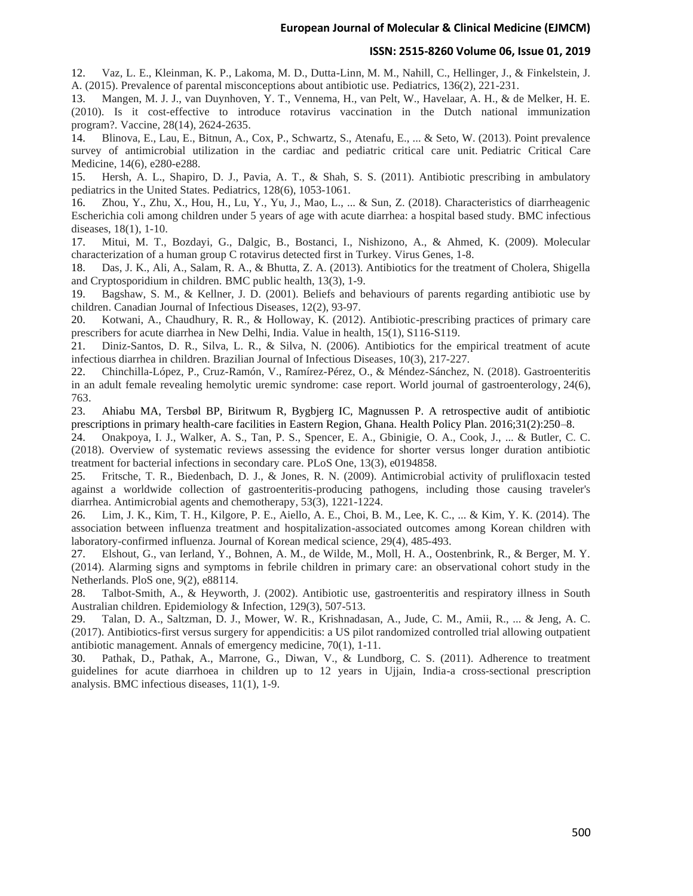12. Vaz, L. E., Kleinman, K. P., Lakoma, M. D., Dutta-Linn, M. M., Nahill, C., Hellinger, J., & Finkelstein, J. A. (2015). Prevalence of parental misconceptions about antibiotic use. Pediatrics, 136(2), 221-231.

13. Mangen, M. J. J., van Duynhoven, Y. T., Vennema, H., van Pelt, W., Havelaar, A. H., & de Melker, H. E. (2010). Is it cost-effective to introduce rotavirus vaccination in the Dutch national immunization program?. Vaccine, 28(14), 2624-2635.

14. Blinova, E., Lau, E., Bitnun, A., Cox, P., Schwartz, S., Atenafu, E., ... & Seto, W. (2013). Point prevalence survey of antimicrobial utilization in the cardiac and pediatric critical care unit. Pediatric Critical Care Medicine, 14(6), e280-e288.

15. Hersh, A. L., Shapiro, D. J., Pavia, A. T., & Shah, S. S. (2011). Antibiotic prescribing in ambulatory pediatrics in the United States. Pediatrics, 128(6), 1053-1061.

16. Zhou, Y., Zhu, X., Hou, H., Lu, Y., Yu, J., Mao, L., ... & Sun, Z. (2018). Characteristics of diarrheagenic Escherichia coli among children under 5 years of age with acute diarrhea: a hospital based study. BMC infectious diseases, 18(1), 1-10.

17. Mitui, M. T., Bozdayi, G., Dalgic, B., Bostanci, I., Nishizono, A., & Ahmed, K. (2009). Molecular characterization of a human group C rotavirus detected first in Turkey. Virus Genes, 1-8.

18. Das, J. K., Ali, A., Salam, R. A., & Bhutta, Z. A. (2013). Antibiotics for the treatment of Cholera, Shigella and Cryptosporidium in children. BMC public health, 13(3), 1-9.

19. Bagshaw, S. M., & Kellner, J. D. (2001). Beliefs and behaviours of parents regarding antibiotic use by children. Canadian Journal of Infectious Diseases, 12(2), 93-97.

20. Kotwani, A., Chaudhury, R. R., & Holloway, K. (2012). Antibiotic-prescribing practices of primary care prescribers for acute diarrhea in New Delhi, India. Value in health, 15(1), S116-S119.

21. Diniz-Santos, D. R., Silva, L. R., & Silva, N. (2006). Antibiotics for the empirical treatment of acute infectious diarrhea in children. Brazilian Journal of Infectious Diseases, 10(3), 217-227.

22. Chinchilla-López, P., Cruz-Ramón, V., Ramírez-Pérez, O., & Méndez-Sánchez, N. (2018). Gastroenteritis in an adult female revealing hemolytic uremic syndrome: case report. World journal of gastroenterology, 24(6), 763.

23. Ahiabu MA, Tersbøl BP, Biritwum R, Bygbjerg IC, Magnussen P. A retrospective audit of antibiotic prescriptions in primary health-care facilities in Eastern Region, Ghana. Health Policy Plan. 2016;31(2):250–8.

24. Onakpoya, I. J., Walker, A. S., Tan, P. S., Spencer, E. A., Gbinigie, O. A., Cook, J., ... & Butler, C. C. (2018). Overview of systematic reviews assessing the evidence for shorter versus longer duration antibiotic treatment for bacterial infections in secondary care. PLoS One, 13(3), e0194858.

25. Fritsche, T. R., Biedenbach, D. J., & Jones, R. N. (2009). Antimicrobial activity of prulifloxacin tested against a worldwide collection of gastroenteritis-producing pathogens, including those causing traveler's diarrhea. Antimicrobial agents and chemotherapy, 53(3), 1221-1224.

26. Lim, J. K., Kim, T. H., Kilgore, P. E., Aiello, A. E., Choi, B. M., Lee, K. C., ... & Kim, Y. K. (2014). The association between influenza treatment and hospitalization-associated outcomes among Korean children with laboratory-confirmed influenza. Journal of Korean medical science, 29(4), 485-493.

27. Elshout, G., van Ierland, Y., Bohnen, A. M., de Wilde, M., Moll, H. A., Oostenbrink, R., & Berger, M. Y. (2014). Alarming signs and symptoms in febrile children in primary care: an observational cohort study in the Netherlands. PloS one, 9(2), e88114.

28. Talbot-Smith, A., & Heyworth, J. (2002). Antibiotic use, gastroenteritis and respiratory illness in South Australian children. Epidemiology & Infection, 129(3), 507-513.

29. Talan, D. A., Saltzman, D. J., Mower, W. R., Krishnadasan, A., Jude, C. M., Amii, R., ... & Jeng, A. C. (2017). Antibiotics-first versus surgery for appendicitis: a US pilot randomized controlled trial allowing outpatient antibiotic management. Annals of emergency medicine, 70(1), 1-11.

30. Pathak, D., Pathak, A., Marrone, G., Diwan, V., & Lundborg, C. S. (2011). Adherence to treatment guidelines for acute diarrhoea in children up to 12 years in Ujjain, India-a cross-sectional prescription analysis. BMC infectious diseases, 11(1), 1-9.